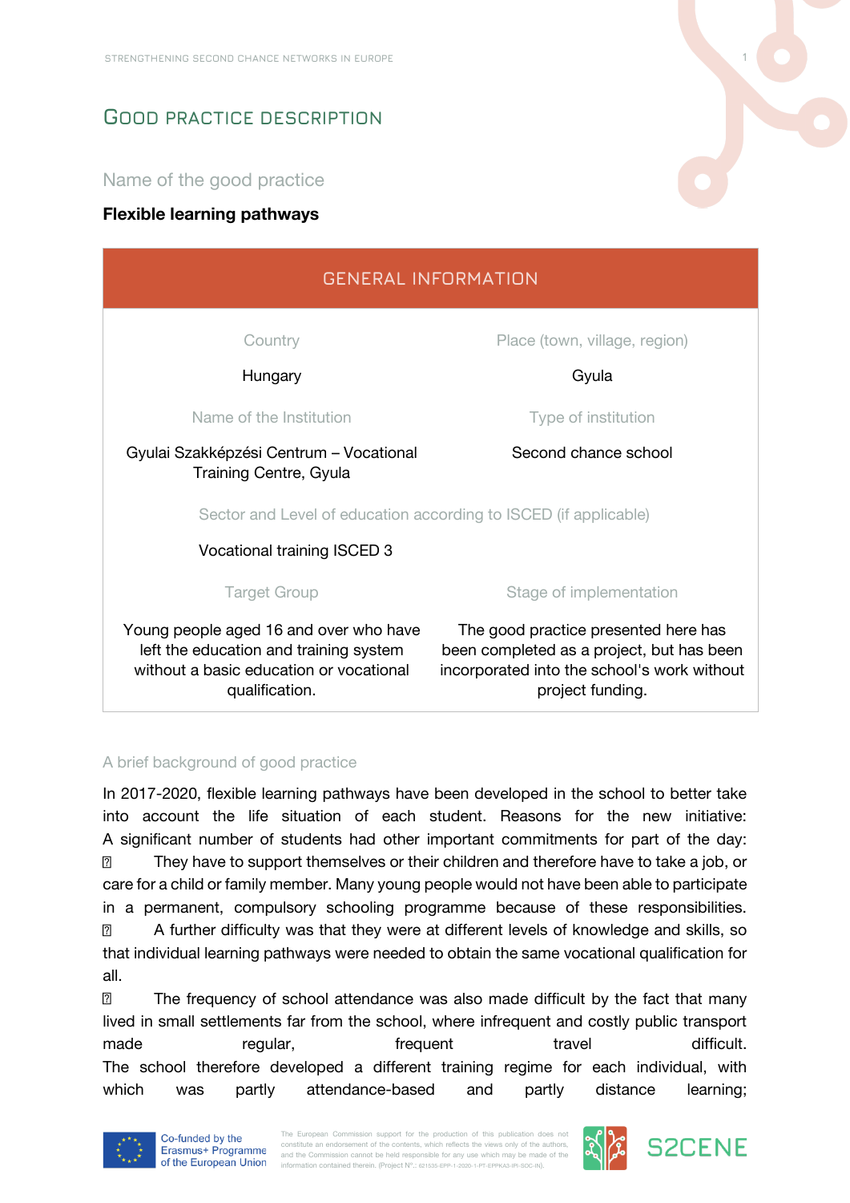# Good practice description

Name of the good practice

**Flexible learning pathways**

## GENERAL INFORMATION

| Country | Place (town, village, region) |
|---|---|
| Hungary | Gyula |
| **Name of the Institution** | **Type of institution** |
| Gyulai Szakképzési Centrum – Vocational Training Centre, Gyula | Second chance school |
| **Sector and Level of education according to ISCED (if applicable)** | |
| Vocational training ISCED 3 | |
| **Target Group** | **Stage of implementation** |
| Young people aged 16 and over who have left the education and training system without a basic education or vocational qualification. | The good practice presented here has been completed as a project, but has been incorporated into the school's work without project funding. |

A brief background of good practice

In 2017-2020, flexible learning pathways have been developed in the school to better take into account the life situation of each student. Reasons for the new initiative: A significant number of students had other important commitments for part of the day:

- They have to support themselves or their children and therefore have to take a job, or care for a child or family member. Many young people would not have been able to participate in a permanent, compulsory schooling programme because of these responsibilities.
- A further difficulty was that they were at different levels of knowledge and skills, so that individual learning pathways were needed to obtain the same vocational qualification for all.
- The frequency of school attendance was also made difficult by the fact that many lived in small settlements far from the school, where infrequent and costly public transport made regular, frequent travel difficult.

The school therefore developed a different training regime for each individual, with which was partly attendance-based and partly distance learning;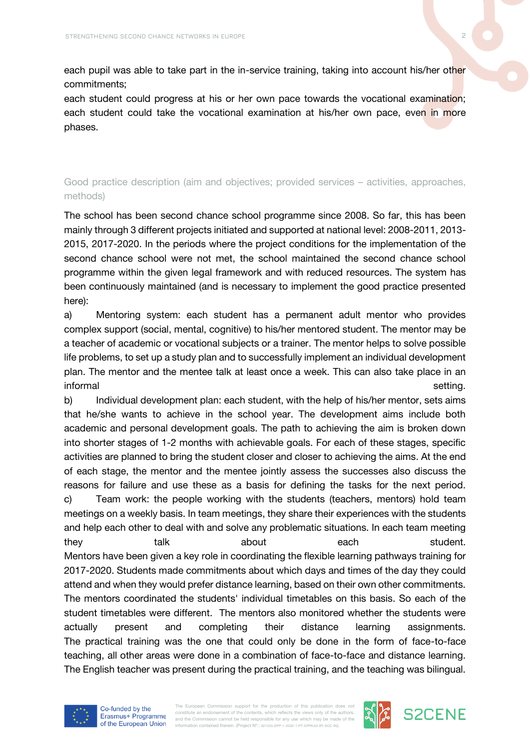each pupil was able to take part in the in-service training, taking into account his/her other commitments;
each student could progress at his or her own pace towards the vocational examination;
each student could take the vocational examination at his/her own pace, even in more phases.

## Good practice description (aim and objectives; provided services – activities, approaches, methods)

The school has been second chance school programme since 2008. So far, this has been mainly through 3 different projects initiated and supported at national level: 2008-2011, 2013-2015, 2017-2020. In the periods where the project conditions for the implementation of the second chance school were not met, the school maintained the second chance school programme within the given legal framework and with reduced resources. The system has been continuously maintained (and is necessary to implement the good practice presented here):

a) Mentoring system: each student has a permanent adult mentor who provides complex support (social, mental, cognitive) to his/her mentored student. The mentor may be a teacher of academic or vocational subjects or a trainer. The mentor helps to solve possible life problems, to set up a study plan and to successfully implement an individual development plan. The mentor and the mentee talk at least once a week. This can also take place in an informal setting.

b) Individual development plan: each student, with the help of his/her mentor, sets aims that he/she wants to achieve in the school year. The development aims include both academic and personal development goals. The path to achieving the aim is broken down into shorter stages of 1-2 months with achievable goals. For each of these stages, specific activities are planned to bring the student closer and closer to achieving the aims. At the end of each stage, the mentor and the mentee jointly assess the successes also discuss the reasons for failure and use these as a basis for defining the tasks for the next period.

c) Team work: the people working with the students (teachers, mentors) hold team meetings on a weekly basis. In team meetings, they share their experiences with the students and help each other to deal with and solve any problematic situations. In each team meeting they talk about each student.

Mentors have been given a key role in coordinating the flexible learning pathways training for 2017-2020. Students made commitments about which days and times of the day they could attend and when they would prefer distance learning, based on their own other commitments. The mentors coordinated the students' individual timetables on this basis. So each of the student timetables were different. The mentors also monitored whether the students were actually present and completing their distance learning assignments.

The practical training was the one that could only be done in the form of face-to-face teaching, all other areas were done in a combination of face-to-face and distance learning. The English teacher was present during the practical training, and the teaching was bilingual.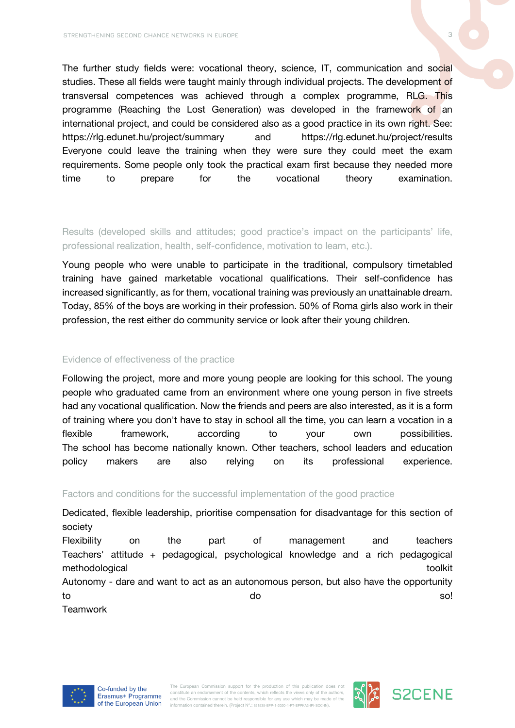The further study fields were: vocational theory, science, IT, communication and social studies. These all fields were taught mainly through individual projects. The development of transversal competences was achieved through a complex programme, RLG. This programme (Reaching the Lost Generation) was developed in the framework of an international project, and could be considered also as a good practice in its own right. See: https://rlg.edunet.hu/project/summary and https://rlg.edunet.hu/project/results Everyone could leave the training when they were sure they could meet the exam requirements. Some people only took the practical exam first because they needed more time to prepare for the vocational theory examination.

### Results (developed skills and attitudes; good practice's impact on the participants' life, professional realization, health, self-confidence, motivation to learn, etc.).

Young people who were unable to participate in the traditional, compulsory timetabled training have gained marketable vocational qualifications. Their self-confidence has increased significantly, as for them, vocational training was previously an unattainable dream. Today, 85% of the boys are working in their profession. 50% of Roma girls also work in their profession, the rest either do community service or look after their young children.

### Evidence of effectiveness of the practice

Following the project, more and more young people are looking for this school. The young people who graduated came from an environment where one young person in five streets had any vocational qualification. Now the friends and peers are also interested, as it is a form of training where you don't have to stay in school all the time, you can learn a vocation in a flexible framework, according to your own possibilities.
The school has become nationally known. Other teachers, school leaders and education policy makers are also relying on its professional experience.

### Factors and conditions for the successful implementation of the good practice

Dedicated, flexible leadership, prioritise compensation for disadvantage for this section of society
Flexibility on the part of management and teachers
Teachers' attitude + pedagogical, psychological knowledge and a rich pedagogical methodological toolkit
Autonomy - dare and want to act as an autonomous person, but also have the opportunity to do so!
Teamwork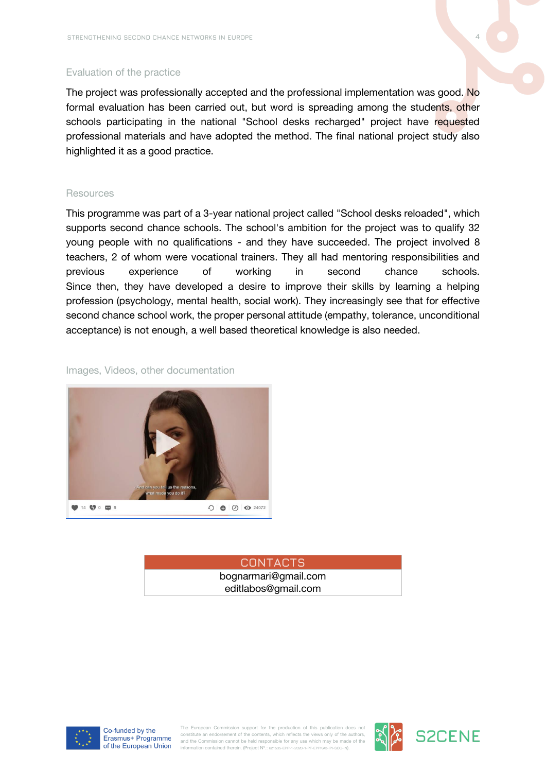## Evaluation of the practice

The project was professionally accepted and the professional implementation was good. No formal evaluation has been carried out, but word is spreading among the students, other schools participating in the national "School desks recharged" project have requested professional materials and have adopted the method. The final national project study also highlighted it as a good practice.

## Resources

This programme was part of a 3-year national project called "School desks reloaded", which supports second chance schools. The school's ambition for the project was to qualify 32 young people with no qualifications - and they have succeeded. The project involved 8 teachers, 2 of whom were vocational trainers. They all had mentoring responsibilities and previous experience of working in second chance schools. Since then, they have developed a desire to improve their skills by learning a helping profession (psychology, mental health, social work). They increasingly see that for effective second chance school work, the proper personal attitude (empathy, tolerance, unconditional acceptance) is not enough, a well based theoretical knowledge is also needed.

## Images, Videos, other documentation

| CONTACTS |
| --- |
| bognarmari@gmail.com<br>editlabos@gmail.com |

Co-funded by the Erasmus+ Programme of the European Union

The European Commission support for the production of this publication does not constitute an endorsement of the contents, which reflects the views only of the authors, and the Commission cannot be held responsible for any use which may be made of the information contained therein. (Project N°.: 621535-EPP-1-2020-1-PT-EPPKA3-IPI-SOC-IN).

S2CENE